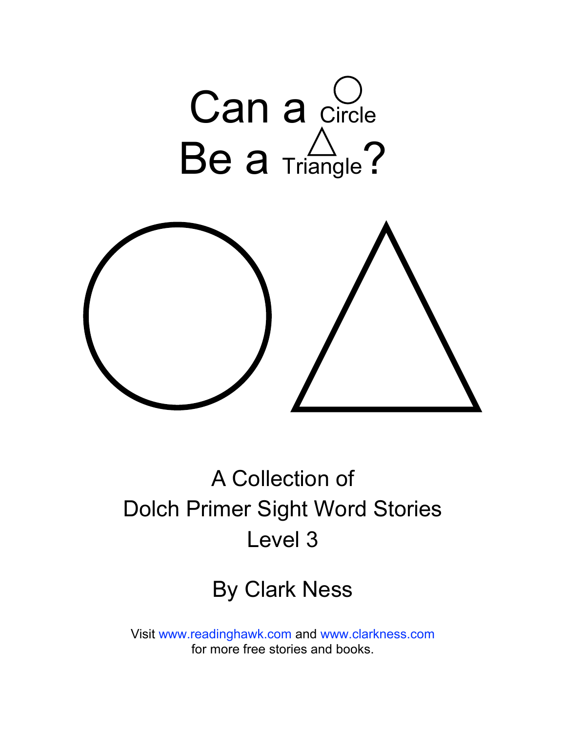# Can a Circle Be a Triangle?

A Collection of
Dolch Primer Sight Word Stories
Level 3

By Clark Ness

Visit www.readinghawk.com and www.clarkness.com
for more free stories and books.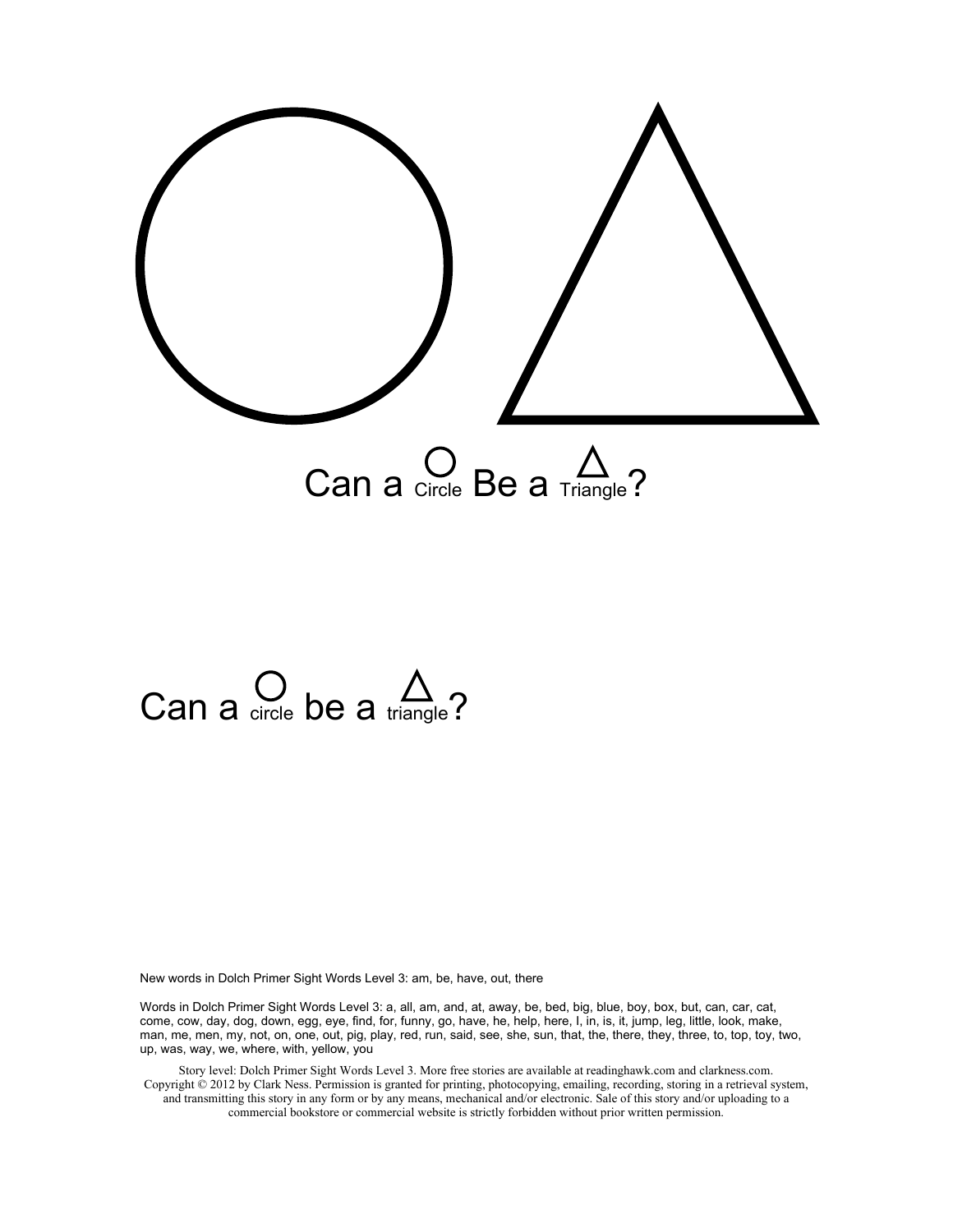# Can a ○ Circle Be a △ Triangle?

Can a ○ circle be a △ triangle?

New words in Dolch Primer Sight Words Level 3: am, be, have, out, there

Words in Dolch Primer Sight Words Level 3: a, all, am, and, at, away, be, bed, big, blue, boy, box, but, can, car, cat, come, cow, day, dog, down, egg, eye, find, for, funny, go, have, he, help, here, I, in, is, it, jump, leg, little, look, make, man, me, men, my, not, on, one, out, pig, play, red, run, said, see, she, sun, that, the, there, they, three, to, top, toy, two, up, was, way, we, where, with, yellow, you

Story level: Dolch Primer Sight Words Level 3. More free stories are available at readinghawk.com and clarkness.com. Copyright © 2012 by Clark Ness. Permission is granted for printing, photocopying, emailing, recording, storing in a retrieval system, and transmitting this story in any form or by any means, mechanical and/or electronic. Sale of this story and/or uploading to a commercial bookstore or commercial website is strictly forbidden without prior written permission.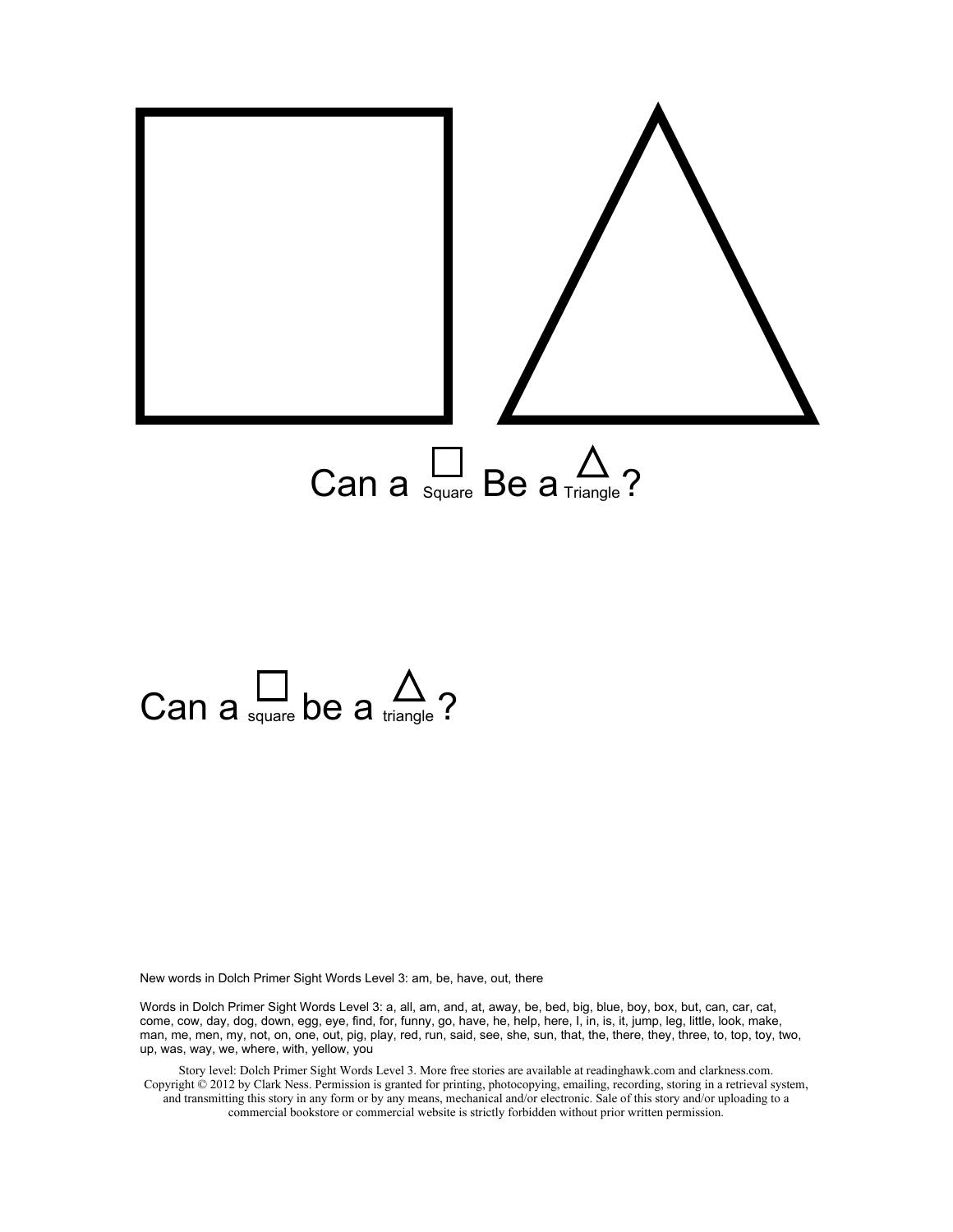Can a □ Square Be a △ Triangle?

Can a □ square be a △ triangle?

New words in Dolch Primer Sight Words Level 3: am, be, have, out, there

Words in Dolch Primer Sight Words Level 3: a, all, am, and, at, away, be, bed, big, blue, boy, box, but, can, car, cat, come, cow, day, dog, down, egg, eye, find, for, funny, go, have, he, help, here, I, in, is, it, jump, leg, little, look, make, man, me, men, my, not, on, one, out, pig, play, red, run, said, see, she, sun, that, the, there, they, three, to, top, toy, two, up, was, way, we, where, with, yellow, you

Story level: Dolch Primer Sight Words Level 3. More free stories are available at readinghawk.com and clarkness.com. Copyright © 2012 by Clark Ness. Permission is granted for printing, photocopying, emailing, recording, storing in a retrieval system, and transmitting this story in any form or by any means, mechanical and/or electronic. Sale of this story and/or uploading to a commercial bookstore or commercial website is strictly forbidden without prior written permission.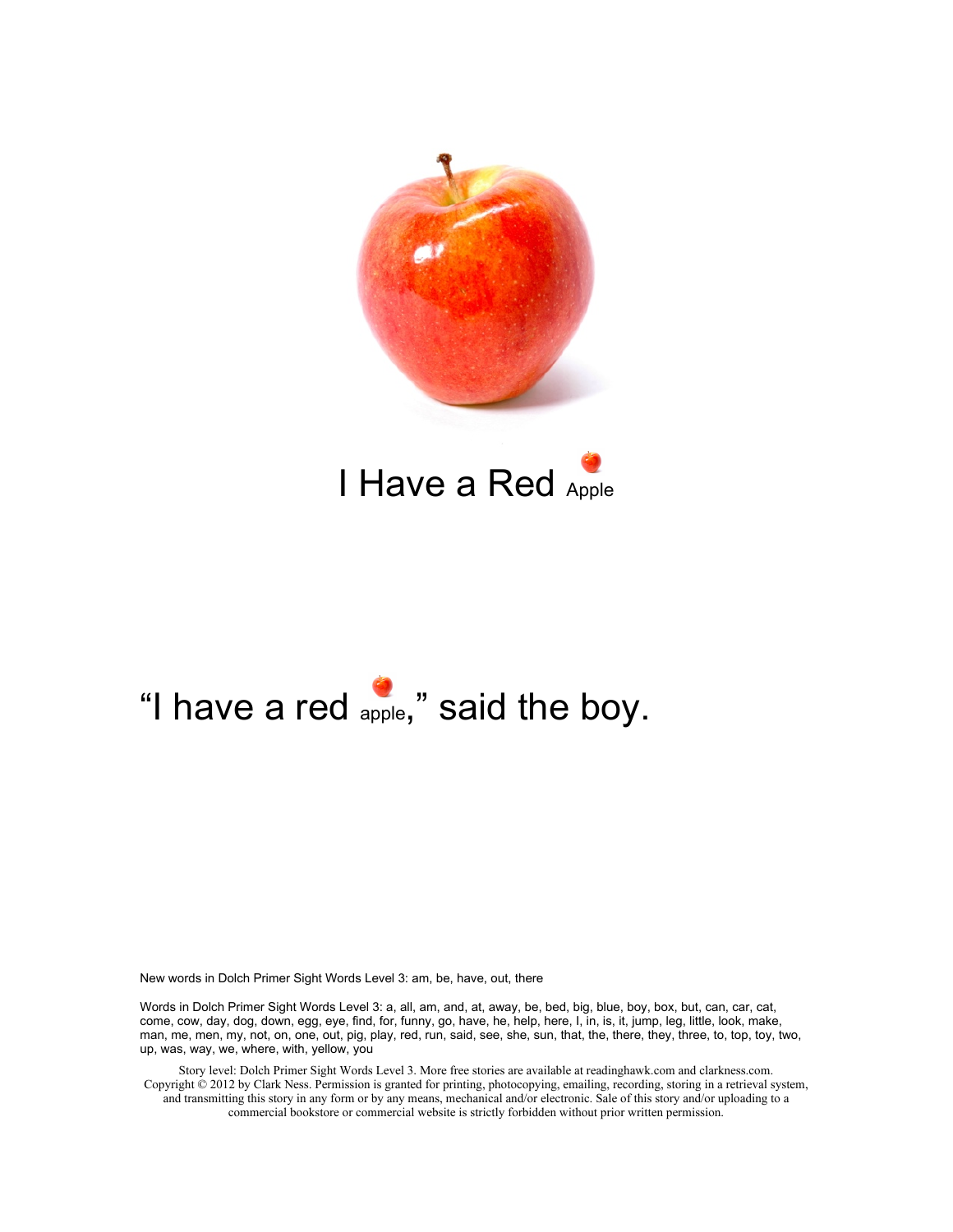# I Have a Red Apple

"I have a red apple," said the boy.

New words in Dolch Primer Sight Words Level 3: am, be, have, out, there

Words in Dolch Primer Sight Words Level 3: a, all, am, and, at, away, be, bed, big, blue, boy, box, but, can, car, cat, come, cow, day, dog, down, egg, eye, find, for, funny, go, have, he, help, here, I, in, is, it, jump, leg, little, look, make, man, me, men, my, not, on, one, out, pig, play, red, run, said, see, she, sun, that, the, there, they, three, to, top, toy, two, up, was, way, we, where, with, yellow, you

Story level: Dolch Primer Sight Words Level 3. More free stories are available at readinghawk.com and clarkness.com. Copyright © 2012 by Clark Ness. Permission is granted for printing, photocopying, emailing, recording, storing in a retrieval system, and transmitting this story in any form or by any means, mechanical and/or electronic. Sale of this story and/or uploading to a commercial bookstore or commercial website is strictly forbidden without prior written permission.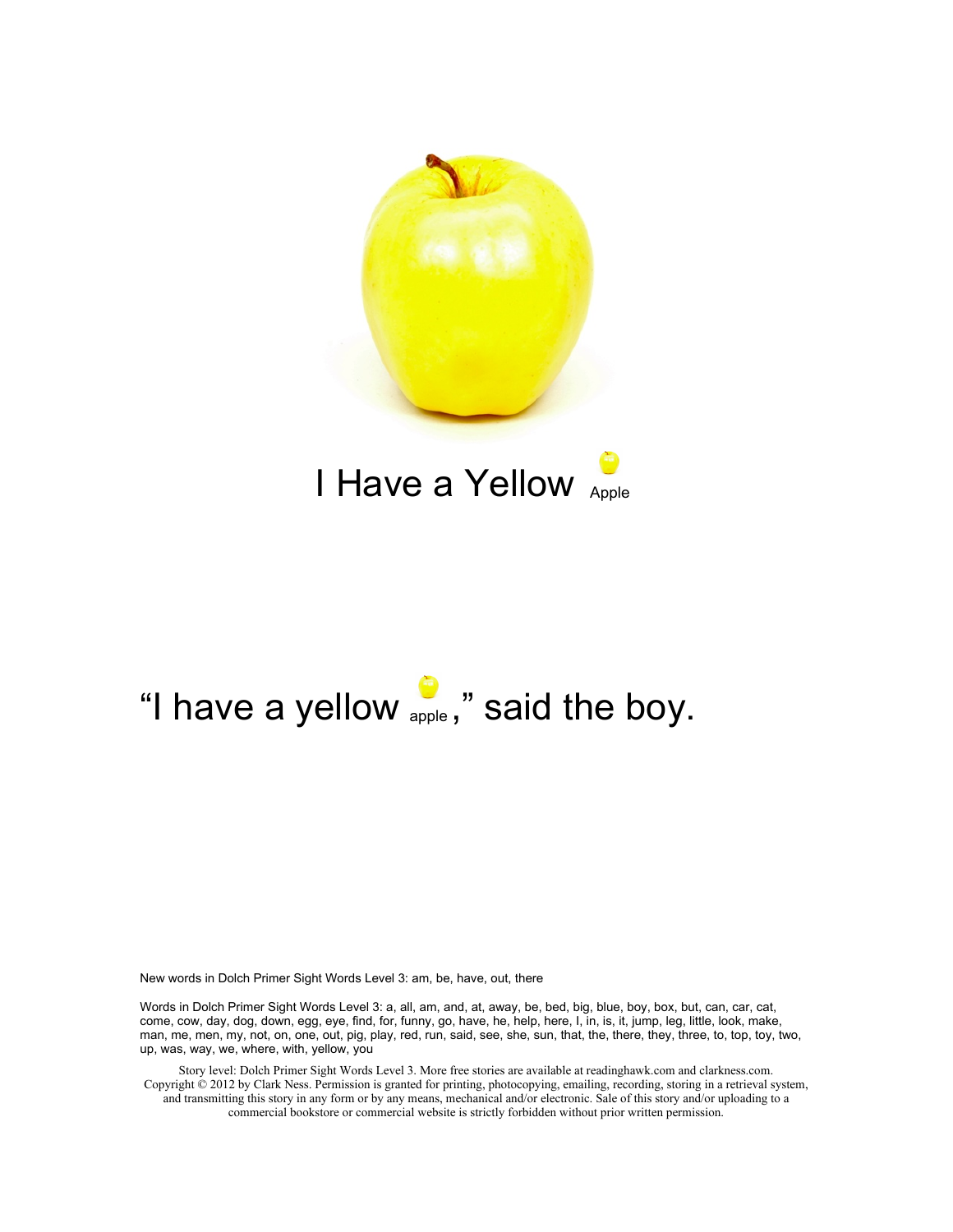# I Have a Yellow Apple

"I have a yellow apple," said the boy.

New words in Dolch Primer Sight Words Level 3: am, be, have, out, there

Words in Dolch Primer Sight Words Level 3: a, all, am, and, at, away, be, bed, big, blue, boy, box, but, can, car, cat, come, cow, day, dog, down, egg, eye, find, for, funny, go, have, he, help, here, I, in, is, it, jump, leg, little, look, make, man, me, men, my, not, on, one, out, pig, play, red, run, said, see, she, sun, that, the, there, they, three, to, top, toy, two, up, was, way, we, where, with, yellow, you

Story level: Dolch Primer Sight Words Level 3. More free stories are available at readinghawk.com and clarkness.com. Copyright © 2012 by Clark Ness. Permission is granted for printing, photocopying, emailing, recording, storing in a retrieval system, and transmitting this story in any form or by any means, mechanical and/or electronic. Sale of this story and/or uploading to a commercial bookstore or commercial website is strictly forbidden without prior written permission.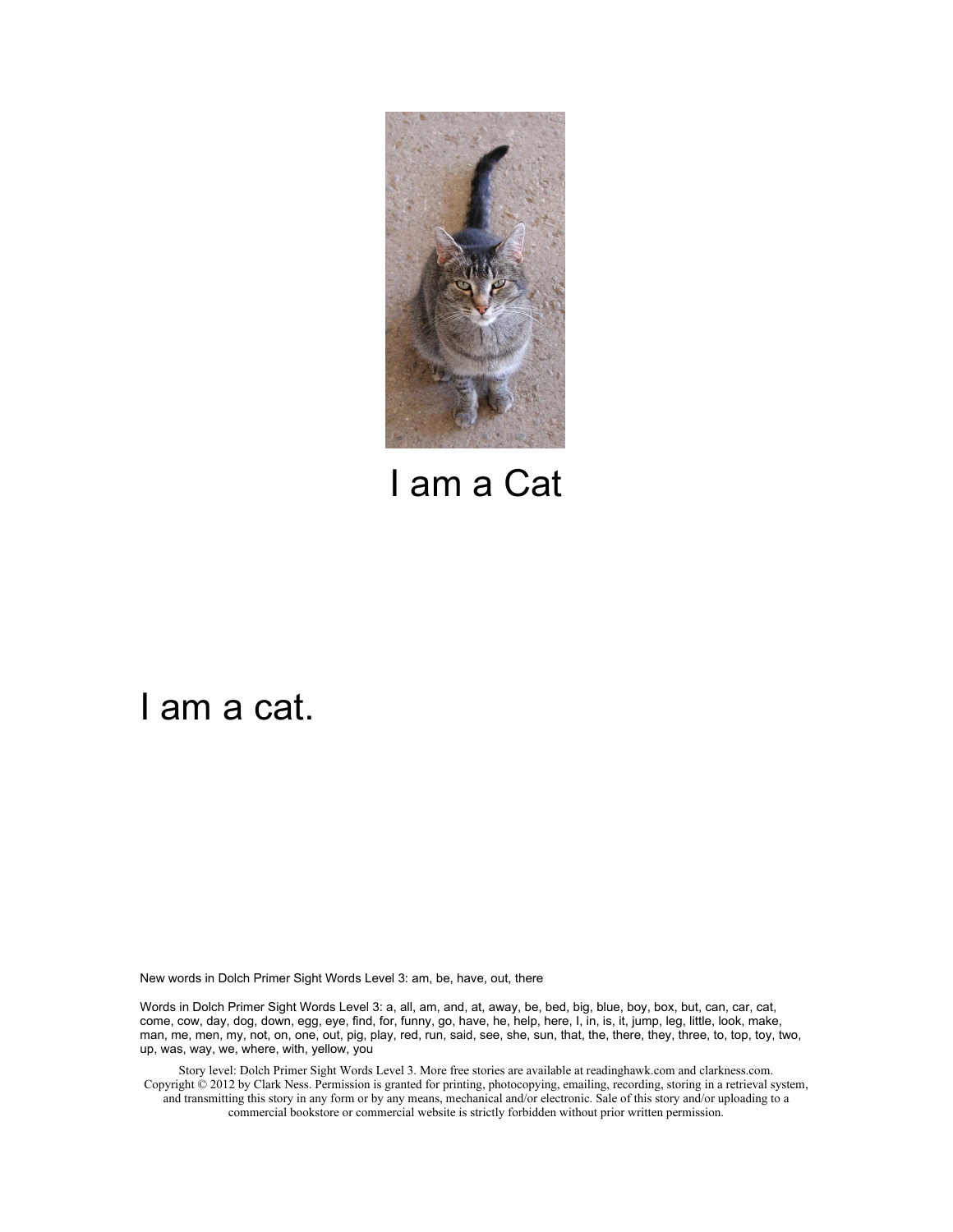I am a Cat

I am a cat.

New words in Dolch Primer Sight Words Level 3: am, be, have, out, there

Words in Dolch Primer Sight Words Level 3: a, all, am, and, at, away, be, bed, big, blue, boy, box, but, can, car, cat, come, cow, day, dog, down, egg, eye, find, for, funny, go, have, he, help, here, I, in, is, it, jump, leg, little, look, make, man, me, men, my, not, on, one, out, pig, play, red, run, said, see, she, sun, that, the, there, they, three, to, top, toy, two, up, was, way, we, where, with, yellow, you

Story level: Dolch Primer Sight Words Level 3. More free stories are available at readinghawk.com and clarkness.com. Copyright © 2012 by Clark Ness. Permission is granted for printing, photocopying, emailing, recording, storing in a retrieval system, and transmitting this story in any form or by any means, mechanical and/or electronic. Sale of this story and/or uploading to a commercial bookstore or commercial website is strictly forbidden without prior written permission.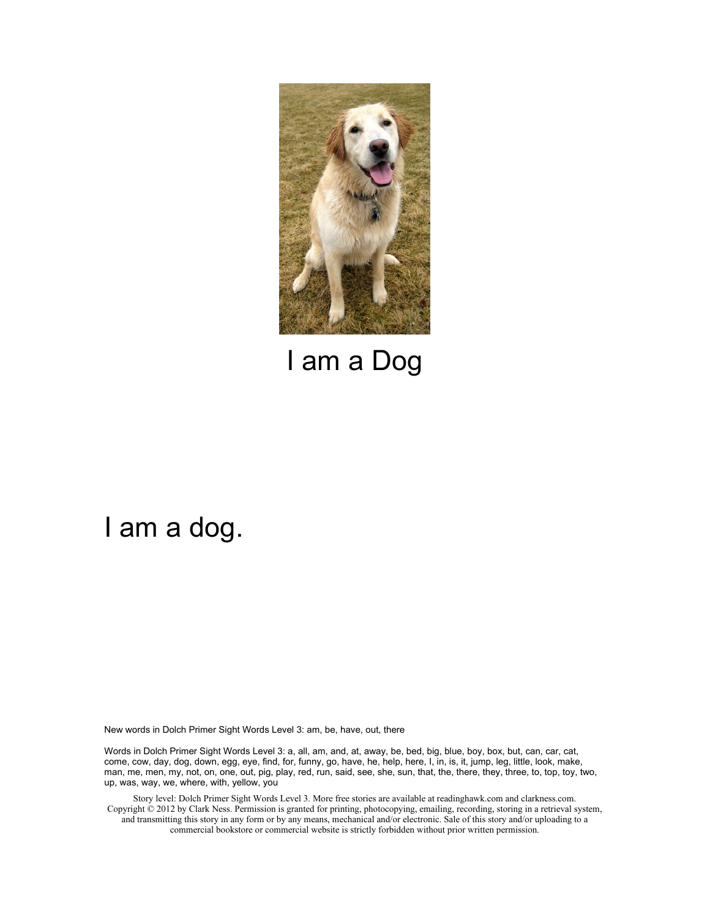I am a Dog

I am a dog.

New words in Dolch Primer Sight Words Level 3: am, be, have, out, there

Words in Dolch Primer Sight Words Level 3: a, all, am, and, at, away, be, bed, big, blue, boy, box, but, can, car, cat, come, cow, day, dog, down, egg, eye, find, for, funny, go, have, he, help, here, I, in, is, it, jump, leg, little, look, make, man, me, men, my, not, on, one, out, pig, play, red, run, said, see, she, sun, that, the, there, they, three, to, top, toy, two, up, was, way, we, where, with, yellow, you

Story level: Dolch Primer Sight Words Level 3. More free stories are available at readinghawk.com and clarkness.com. Copyright © 2012 by Clark Ness. Permission is granted for printing, photocopying, emailing, recording, storing in a retrieval system, and transmitting this story in any form or by any means, mechanical and/or electronic. Sale of this story and/or uploading to a commercial bookstore or commercial website is strictly forbidden without prior written permission.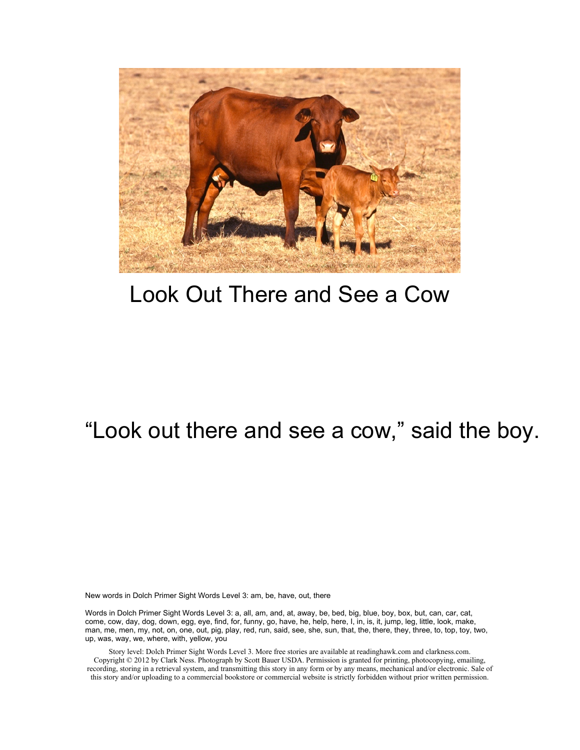# Look Out There and See a Cow

"Look out there and see a cow," said the boy.

New words in Dolch Primer Sight Words Level 3: am, be, have, out, there

Words in Dolch Primer Sight Words Level 3: a, all, am, and, at, away, be, bed, big, blue, boy, box, but, can, car, cat, come, cow, day, dog, down, egg, eye, find, for, funny, go, have, he, help, here, I, in, is, it, jump, leg, little, look, make, man, me, men, my, not, on, one, out, pig, play, red, run, said, see, she, sun, that, the, there, they, three, to, top, toy, two, up, was, way, we, where, with, yellow, you

Story level: Dolch Primer Sight Words Level 3. More free stories are available at readinghawk.com and clarkness.com. Copyright © 2012 by Clark Ness. Photograph by Scott Bauer USDA. Permission is granted for printing, photocopying, emailing, recording, storing in a retrieval system, and transmitting this story in any form or by any means, mechanical and/or electronic. Sale of this story and/or uploading to a commercial bookstore or commercial website is strictly forbidden without prior written permission.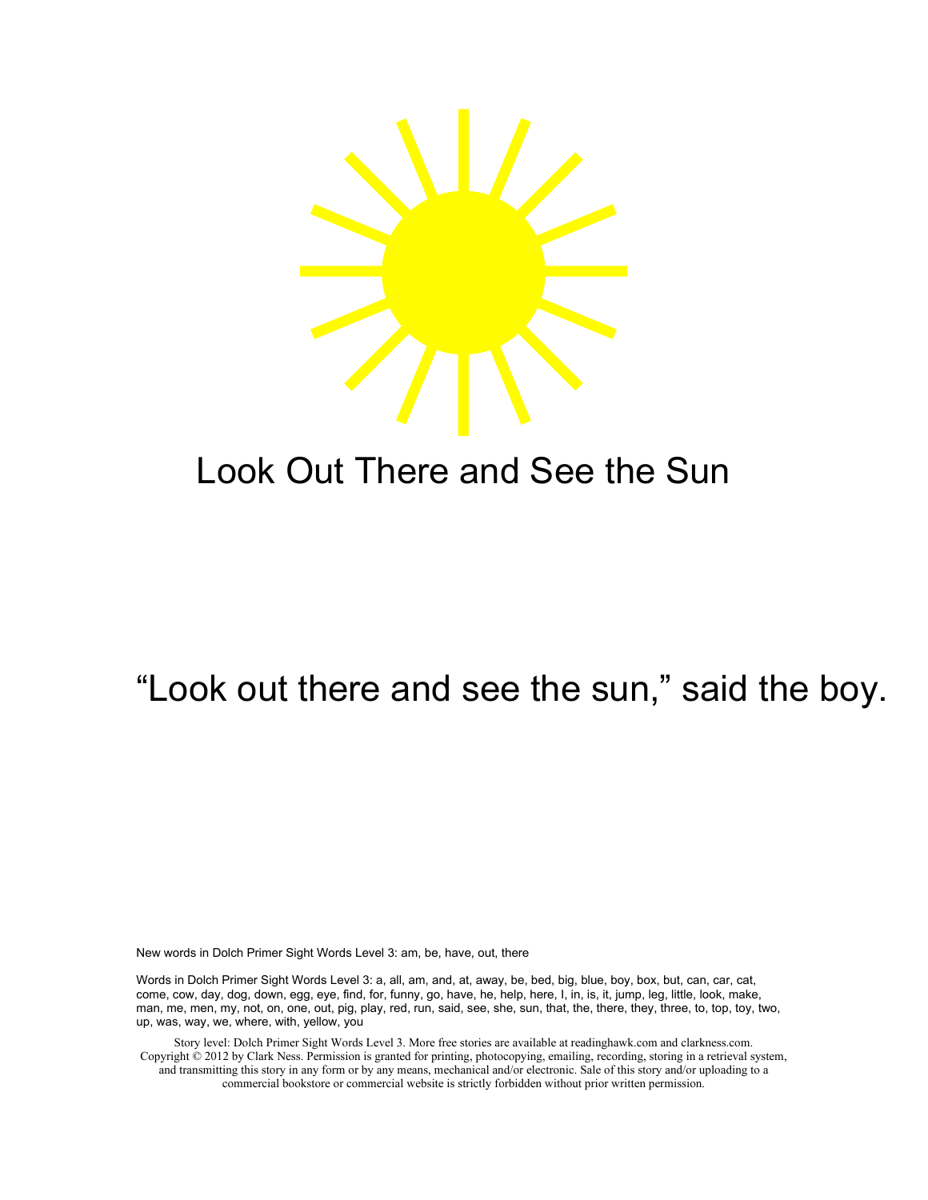# Look Out There and See the Sun

"Look out there and see the sun," said the boy.

New words in Dolch Primer Sight Words Level 3: am, be, have, out, there

Words in Dolch Primer Sight Words Level 3: a, all, am, and, at, away, be, bed, big, blue, boy, box, but, can, car, cat, come, cow, day, dog, down, egg, eye, find, for, funny, go, have, he, help, here, I, in, is, it, jump, leg, little, look, make, man, me, men, my, not, on, one, out, pig, play, red, run, said, see, she, sun, that, the, there, they, three, to, top, toy, two, up, was, way, we, where, with, yellow, you

Story level: Dolch Primer Sight Words Level 3. More free stories are available at readinghawk.com and clarkness.com. Copyright © 2012 by Clark Ness. Permission is granted for printing, photocopying, emailing, recording, storing in a retrieval system, and transmitting this story in any form or by any means, mechanical and/or electronic. Sale of this story and/or uploading to a commercial bookstore or commercial website is strictly forbidden without prior written permission.